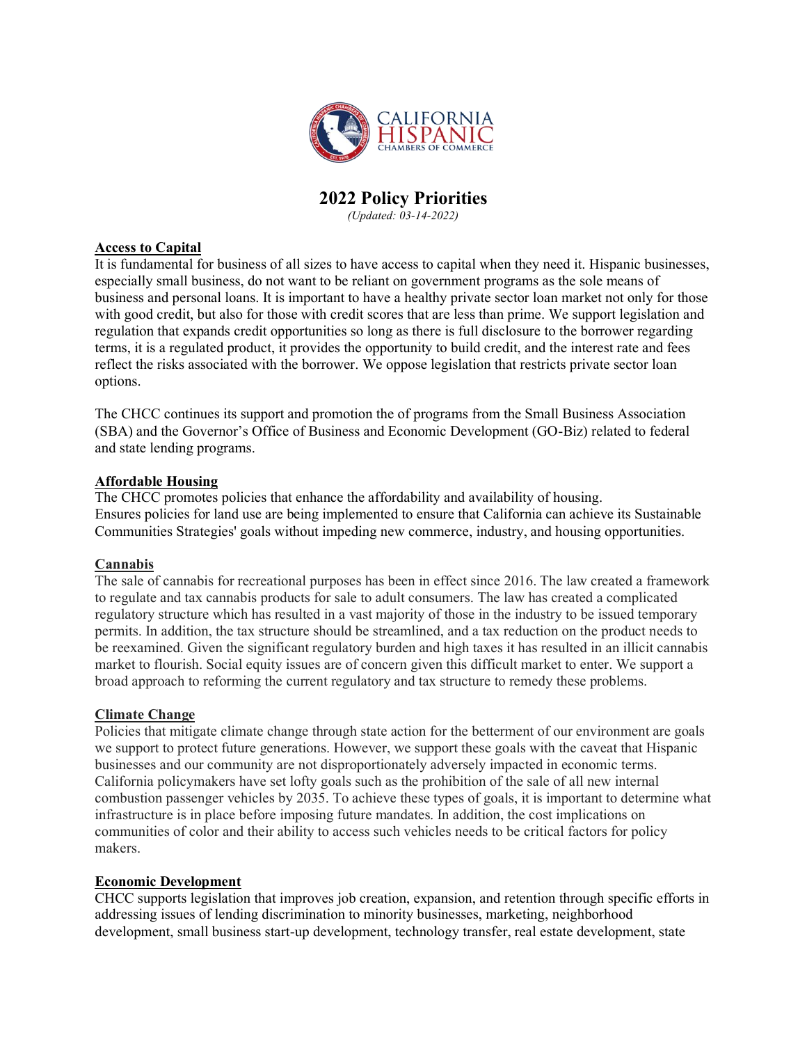# 2022 Policy Priorities

*(Updated: 03-14-2022)*

## Access to Capital

It is fundamental for business of all sizes to have access to capital when they need it. Hispanic businesses, especially small business, do not want to be reliant on government programs as the sole means of business and personal loans. It is important to have a healthy private sector loan market not only for those with good credit, but also for those with credit scores that are less than prime. We support legislation and regulation that expands credit opportunities so long as there is full disclosure to the borrower regarding terms, it is a regulated product, it provides the opportunity to build credit, and the interest rate and fees reflect the risks associated with the borrower. We oppose legislation that restricts private sector loan options.

The CHCC continues its support and promotion the of programs from the Small Business Association (SBA) and the Governor's Office of Business and Economic Development (GO-Biz) related to federal and state lending programs.

## Affordable Housing

The CHCC promotes policies that enhance the affordability and availability of housing.
Ensures policies for land use are being implemented to ensure that California can achieve its Sustainable Communities Strategies' goals without impeding new commerce, industry, and housing opportunities.

## Cannabis

The sale of cannabis for recreational purposes has been in effect since 2016. The law created a framework to regulate and tax cannabis products for sale to adult consumers. The law has created a complicated regulatory structure which has resulted in a vast majority of those in the industry to be issued temporary permits. In addition, the tax structure should be streamlined, and a tax reduction on the product needs to be reexamined. Given the significant regulatory burden and high taxes it has resulted in an illicit cannabis market to flourish. Social equity issues are of concern given this difficult market to enter. We support a broad approach to reforming the current regulatory and tax structure to remedy these problems.

## Climate Change

Policies that mitigate climate change through state action for the betterment of our environment are goals we support to protect future generations. However, we support these goals with the caveat that Hispanic businesses and our community are not disproportionately adversely impacted in economic terms. California policymakers have set lofty goals such as the prohibition of the sale of all new internal combustion passenger vehicles by 2035. To achieve these types of goals, it is important to determine what infrastructure is in place before imposing future mandates. In addition, the cost implications on communities of color and their ability to access such vehicles needs to be critical factors for policy makers.

## Economic Development

CHCC supports legislation that improves job creation, expansion, and retention through specific efforts in addressing issues of lending discrimination to minority businesses, marketing, neighborhood development, small business start-up development, technology transfer, real estate development, state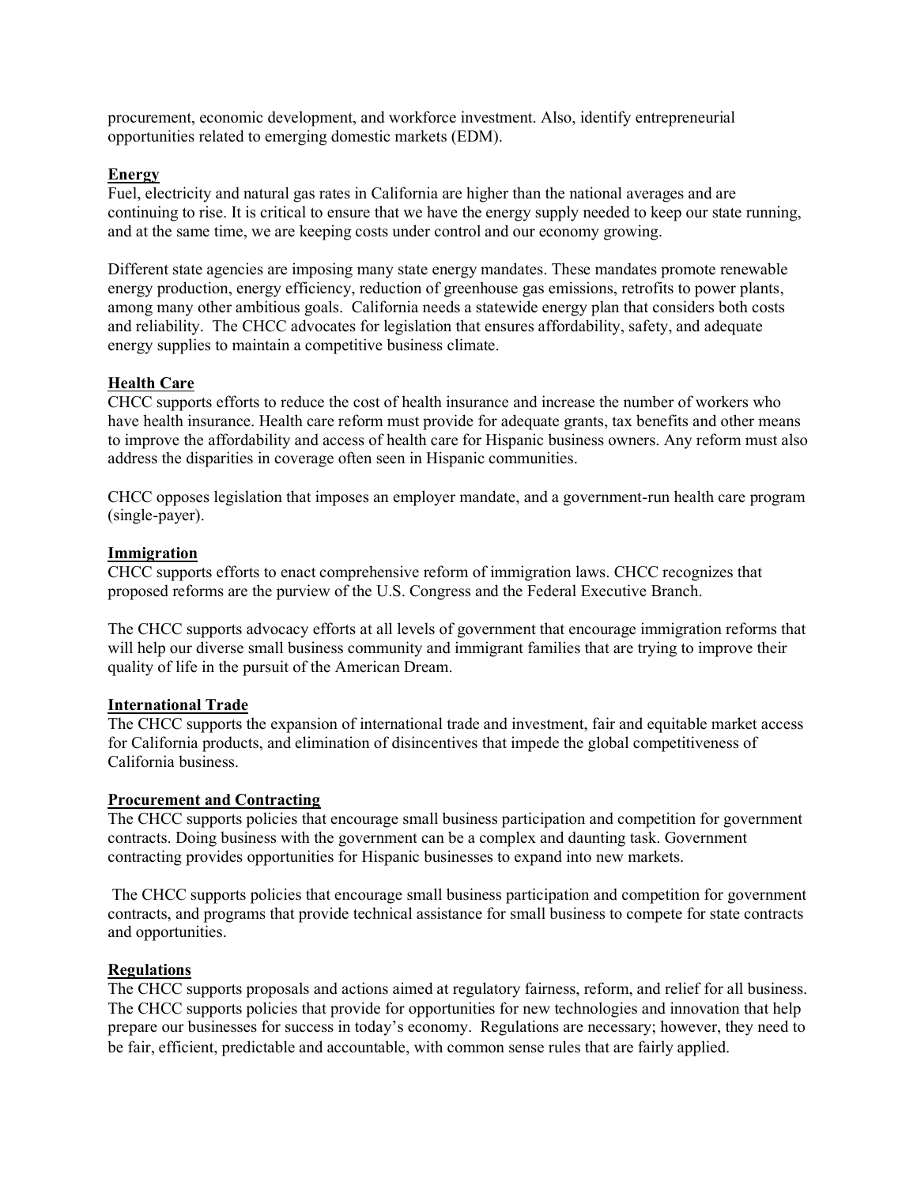procurement, economic development, and workforce investment. Also, identify entrepreneurial opportunities related to emerging domestic markets (EDM).

**Energy**

Fuel, electricity and natural gas rates in California are higher than the national averages and are continuing to rise. It is critical to ensure that we have the energy supply needed to keep our state running, and at the same time, we are keeping costs under control and our economy growing.

Different state agencies are imposing many state energy mandates. These mandates promote renewable energy production, energy efficiency, reduction of greenhouse gas emissions, retrofits to power plants, among many other ambitious goals. California needs a statewide energy plan that considers both costs and reliability. The CHCC advocates for legislation that ensures affordability, safety, and adequate energy supplies to maintain a competitive business climate.

**Health Care**

CHCC supports efforts to reduce the cost of health insurance and increase the number of workers who have health insurance. Health care reform must provide for adequate grants, tax benefits and other means to improve the affordability and access of health care for Hispanic business owners. Any reform must also address the disparities in coverage often seen in Hispanic communities.

CHCC opposes legislation that imposes an employer mandate, and a government-run health care program (single-payer).

**Immigration**

CHCC supports efforts to enact comprehensive reform of immigration laws. CHCC recognizes that proposed reforms are the purview of the U.S. Congress and the Federal Executive Branch.

The CHCC supports advocacy efforts at all levels of government that encourage immigration reforms that will help our diverse small business community and immigrant families that are trying to improve their quality of life in the pursuit of the American Dream.

**International Trade**

The CHCC supports the expansion of international trade and investment, fair and equitable market access for California products, and elimination of disincentives that impede the global competitiveness of California business.

**Procurement and Contracting**

The CHCC supports policies that encourage small business participation and competition for government contracts. Doing business with the government can be a complex and daunting task. Government contracting provides opportunities for Hispanic businesses to expand into new markets.

The CHCC supports policies that encourage small business participation and competition for government contracts, and programs that provide technical assistance for small business to compete for state contracts and opportunities.

**Regulations**

The CHCC supports proposals and actions aimed at regulatory fairness, reform, and relief for all business. The CHCC supports policies that provide for opportunities for new technologies and innovation that help prepare our businesses for success in today's economy. Regulations are necessary; however, they need to be fair, efficient, predictable and accountable, with common sense rules that are fairly applied.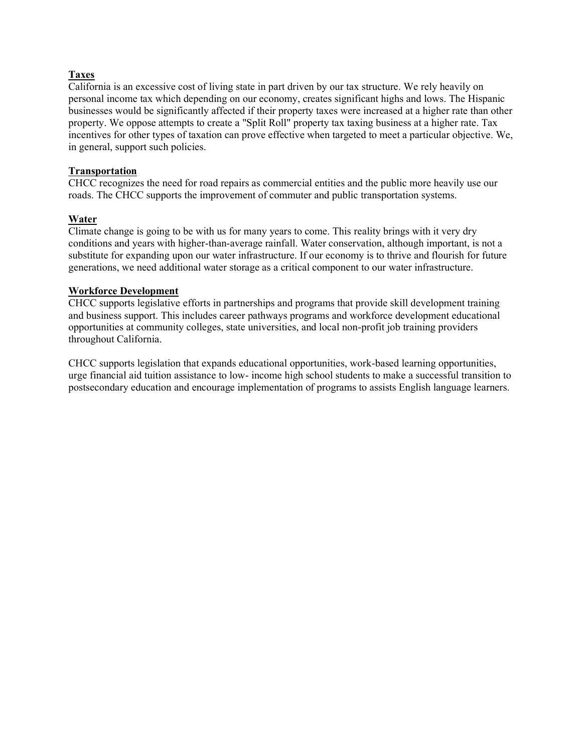**Taxes**

California is an excessive cost of living state in part driven by our tax structure. We rely heavily on personal income tax which depending on our economy, creates significant highs and lows. The Hispanic businesses would be significantly affected if their property taxes were increased at a higher rate than other property. We oppose attempts to create a "Split Roll" property tax taxing business at a higher rate. Tax incentives for other types of taxation can prove effective when targeted to meet a particular objective. We, in general, support such policies.

**Transportation**

CHCC recognizes the need for road repairs as commercial entities and the public more heavily use our roads. The CHCC supports the improvement of commuter and public transportation systems.

**Water**

Climate change is going to be with us for many years to come. This reality brings with it very dry conditions and years with higher-than-average rainfall. Water conservation, although important, is not a substitute for expanding upon our water infrastructure. If our economy is to thrive and flourish for future generations, we need additional water storage as a critical component to our water infrastructure.

**Workforce Development**

CHCC supports legislative efforts in partnerships and programs that provide skill development training and business support. This includes career pathways programs and workforce development educational opportunities at community colleges, state universities, and local non-profit job training providers throughout California.

CHCC supports legislation that expands educational opportunities, work-based learning opportunities, urge financial aid tuition assistance to low- income high school students to make a successful transition to postsecondary education and encourage implementation of programs to assists English language learners.